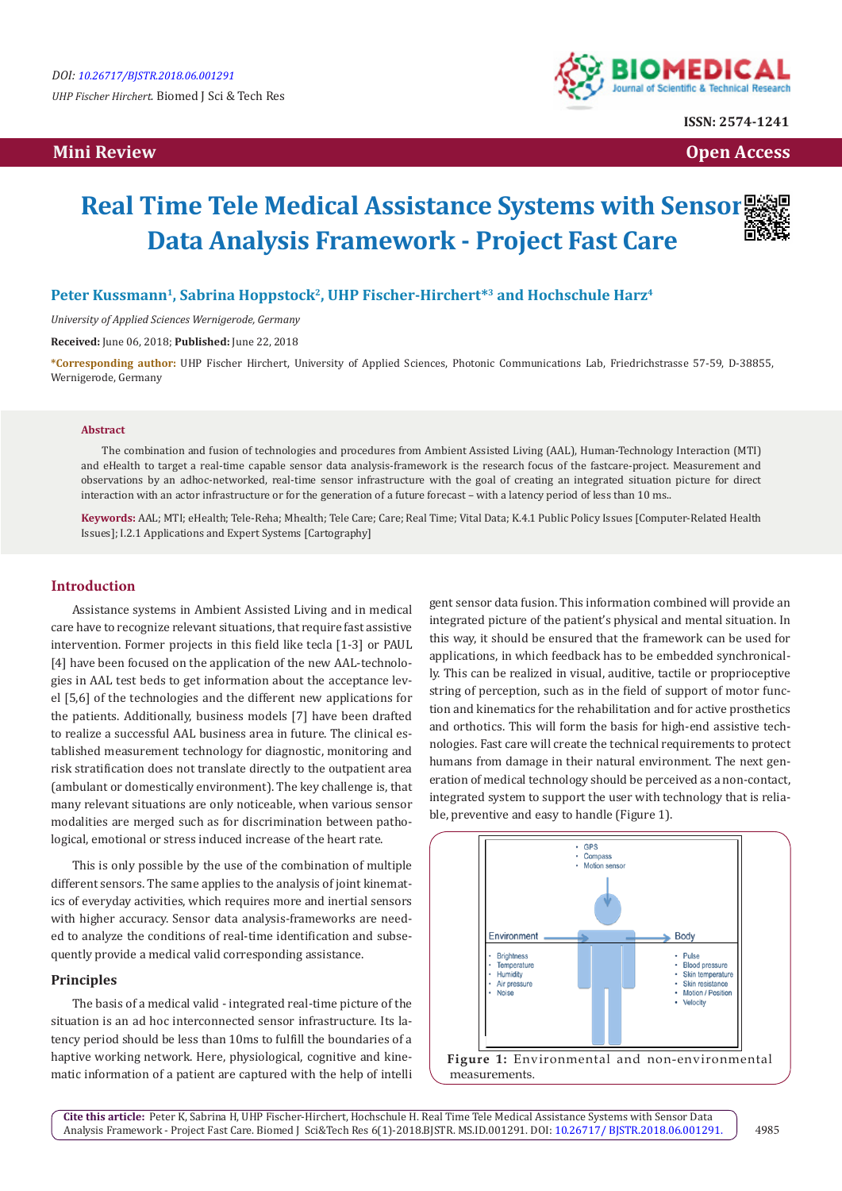DOI: 10.26717/BJSTR.2018.06.001291

UHP Fischer Hirchert. Biomed J Sci & Tech Res

ISSN: 2574-1241

Mini Review

Open Access

# Real Time Tele Medical Assistance Systems with Sensor Data Analysis Framework - Project Fast Care

**Peter Kussmann[1], Sabrina Hoppstock[2], UHP Fischer-Hirchert*[3] and Hochschule Harz[4]**

*University of Applied Sciences Wernigerode, Germany*

**Received:** June 06, 2018; **Published:** June 22, 2018

***Corresponding author:** UHP Fischer Hirchert, University of Applied Sciences, Photonic Communications Lab, Friedrichstrasse 57-59, D-38855, Wernigerode, Germany

## Abstract

The combination and fusion of technologies and procedures from Ambient Assisted Living (AAL), Human-Technology Interaction (MTI) and eHealth to target a real-time capable sensor data analysis-framework is the research focus of the fastcare-project. Measurement and observations by an adhoc-networked, real-time sensor infrastructure with the goal of creating an integrated situation picture for direct interaction with an actor infrastructure or for the generation of a future forecast – with a latency period of less than 10 ms..

**Keywords:** AAL; MTI; eHealth; Tele-Reha; Mhealth; Tele Care; Care; Real Time; Vital Data; K.4.1 Public Policy Issues [Computer-Related Health Issues]; I.2.1 Applications and Expert Systems [Cartography]

## Introduction

Assistance systems in Ambient Assisted Living and in medical care have to recognize relevant situations, that require fast assistive intervention. Former projects in this field like tecla [1-3] or PAUL [4] have been focused on the application of the new AAL-technologies in AAL test beds to get information about the acceptance level [5,6] of the technologies and the different new applications for the patients. Additionally, business models [7] have been drafted to realize a successful AAL business area in future. The clinical established measurement technology for diagnostic, monitoring and risk stratification does not translate directly to the outpatient area (ambulant or domestically environment). The key challenge is, that many relevant situations are only noticeable, when various sensor modalities are merged such as for discrimination between pathological, emotional or stress induced increase of the heart rate.

This is only possible by the use of the combination of multiple different sensors. The same applies to the analysis of joint kinematics of everyday activities, which requires more and inertial sensors with higher accuracy. Sensor data analysis-frameworks are needed to analyze the conditions of real-time identification and subsequently provide a medical valid corresponding assistance.

## Principles

The basis of a medical valid - integrated real-time picture of the situation is an ad hoc interconnected sensor infrastructure. Its latency period should be less than 10ms to fulfill the boundaries of a haptive working network. Here, physiological, cognitive and kinematic information of a patient are captured with the help of intelligent sensor data fusion. This information combined will provide an integrated picture of the patient's physical and mental situation. In this way, it should be ensured that the framework can be used for applications, in which feedback has to be embedded synchronically. This can be realized in visual, auditive, tactile or proprioceptive string of perception, such as in the field of support of motor function and kinematics for the rehabilitation and for active prosthetics and orthotics. This will form the basis for high-end assistive technologies. Fast care will create the technical requirements to protect humans from damage in their natural environment. The next generation of medical technology should be perceived as a non-contact, integrated system to support the user with technology that is reliable, preventive and easy to handle (Figure 1).

- GPS
- Compass
- Motion sensor

Environment

- Brightness
- Temperature
- Humidity
- Air pressure
- Noise

Body

- Pulse
- Blood pressure
- Skin temperature
- Skin resistance
- Motion / Position
- Velocity

**Figure 1:** Environmental and non-environmental measurements.

**Cite this article:** Peter K, Sabrina H, UHP Fischer-Hirchert, Hochschule H. Real Time Tele Medical Assistance Systems with Sensor Data Analysis Framework - Project Fast Care. Biomed J Sci&Tech Res 6(1)-2018.BJSTR. MS.ID.001291. DOI: 10.26717/ BJSTR.2018.06.001291.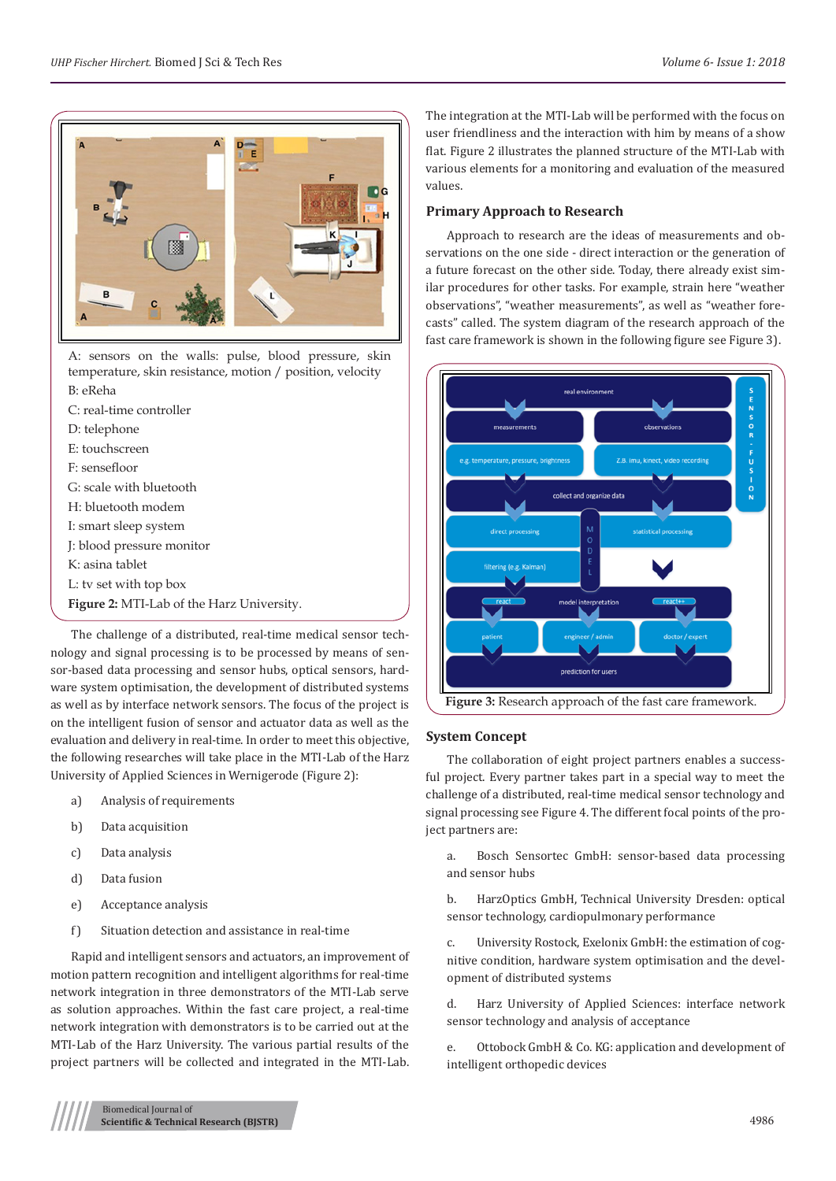A: sensors on the walls: pulse, blood pressure, skin temperature, skin resistance, motion / position, velocity
B: eReha
C: real-time controller
D: telephone
E: touchscreen
F: sensefloor
G: scale with bluetooth
H: bluetooth modem
I: smart sleep system
J: blood pressure monitor
K: asina tablet
L: tv set with top box

**Figure 2:** MTI-Lab of the Harz University.

The challenge of a distributed, real-time medical sensor technology and signal processing is to be processed by means of sensor-based data processing and sensor hubs, optical sensors, hardware system optimisation, the development of distributed systems as well as by interface network sensors. The focus of the project is on the intelligent fusion of sensor and actuator data as well as the evaluation and delivery in real-time. In order to meet this objective, the following researches will take place in the MTI-Lab of the Harz University of Applied Sciences in Wernigerode (Figure 2):

a) Analysis of requirements

b) Data acquisition

c) Data analysis

d) Data fusion

e) Acceptance analysis

f) Situation detection and assistance in real-time

Rapid and intelligent sensors and actuators, an improvement of motion pattern recognition and intelligent algorithms for real-time network integration in three demonstrators of the MTI-Lab serve as solution approaches. Within the fast care project, a real-time network integration with demonstrators is to be carried out at the MTI-Lab of the Harz University. The various partial results of the project partners will be collected and integrated in the MTI-Lab. The integration at the MTI-Lab will be performed with the focus on user friendliness and the interaction with him by means of a show flat. Figure 2 illustrates the planned structure of the MTI-Lab with various elements for a monitoring and evaluation of the measured values.

## Primary Approach to Research

Approach to research are the ideas of measurements and observations on the one side - direct interaction or the generation of a future forecast on the other side. Today, there already exist similar procedures for other tasks. For example, strain here "weather observations", "weather measurements", as well as "weather forecasts" called. The system diagram of the research approach of the fast care framework is shown in the following figure see Figure 3).

real environment
measurements
observations
e.g. temperature, pressure, brightness
Z.B. imu, kinect, video recording
collect and organize data
direct processing
statistical processing
filtering (e.g. Kalman)
MODEL
react
model interpretation
react++
patient
engineer / admin
doctor / expert
prediction for users
SENSOR-FUSION

**Figure 3:** Research approach of the fast care framework.

## System Concept

The collaboration of eight project partners enables a successful project. Every partner takes part in a special way to meet the challenge of a distributed, real-time medical sensor technology and signal processing see Figure 4. The different focal points of the project partners are:

a. Bosch Sensortec GmbH: sensor-based data processing and sensor hubs

b. HarzOptics GmbH, Technical University Dresden: optical sensor technology, cardiopulmonary performance

c. University Rostock, Exelonix GmbH: the estimation of cognitive condition, hardware system optimisation and the development of distributed systems

d. Harz University of Applied Sciences: interface network sensor technology and analysis of acceptance

e. Ottobock GmbH & Co. KG: application and development of intelligent orthopedic devices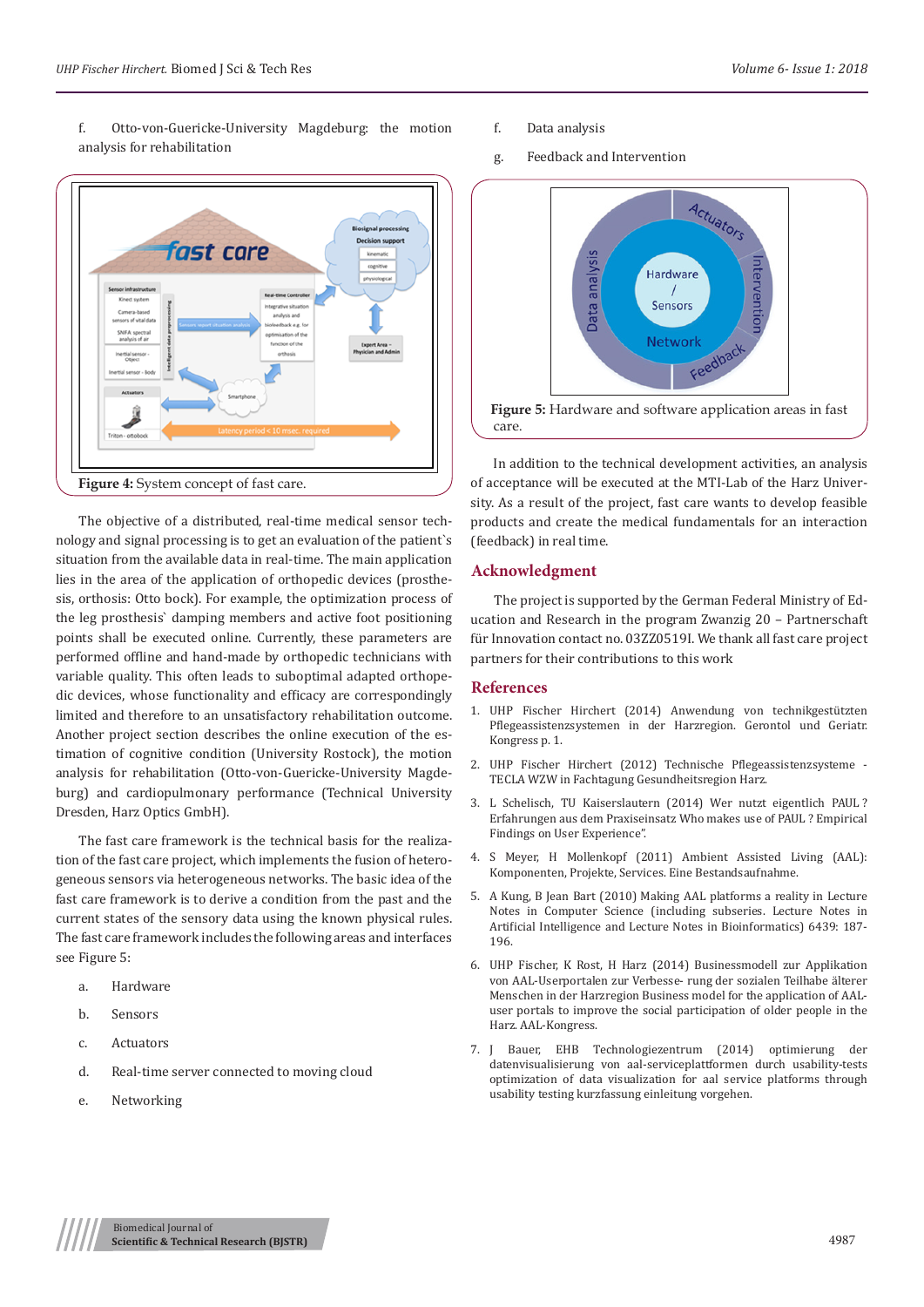f. Otto-von-Guericke-University Magdeburg: the motion analysis for rehabilitation

**Figure 4:** System concept of fast care.

The objective of a distributed, real-time medical sensor technology and signal processing is to get an evaluation of the patient`s situation from the available data in real-time. The main application lies in the area of the application of orthopedic devices (prosthesis, orthosis: Otto bock). For example, the optimization process of the leg prosthesis` damping members and active foot positioning points shall be executed online. Currently, these parameters are performed offline and hand-made by orthopedic technicians with variable quality. This often leads to suboptimal adapted orthopedic devices, whose functionality and efficacy are correspondingly limited and therefore to an unsatisfactory rehabilitation outcome. Another project section describes the online execution of the estimation of cognitive condition (University Rostock), the motion analysis for rehabilitation (Otto-von-Guericke-University Magdeburg) and cardiopulmonary performance (Technical University Dresden, Harz Optics GmbH).

The fast care framework is the technical basis for the realization of the fast care project, which implements the fusion of heterogeneous sensors via heterogeneous networks. The basic idea of the fast care framework is to derive a condition from the past and the current states of the sensory data using the known physical rules. The fast care framework includes the following areas and interfaces see Figure 5:

a. Hardware

b. Sensors

c. Actuators

d. Real-time server connected to moving cloud

e. Networking

f. Data analysis

g. Feedback and Intervention

**Figure 5:** Hardware and software application areas in fast care.

In addition to the technical development activities, an analysis of acceptance will be executed at the MTI-Lab of the Harz University. As a result of the project, fast care wants to develop feasible products and create the medical fundamentals for an interaction (feedback) in real time.

## Acknowledgment

The project is supported by the German Federal Ministry of Education and Research in the program Zwanzig 20 – Partnerschaft für Innovation contact no. 03ZZ0519I. We thank all fast care project partners for their contributions to this work

## References

1. UHP Fischer Hirchert (2014) Anwendung von technikgestützten Pflegeassistenzsystemen in der Harzregion. Gerontol und Geriatr. Kongress p. 1.
2. UHP Fischer Hirchert (2012) Technische Pflegeassistenzsysteme - TECLA WZW in Fachtagung Gesundheitsregion Harz.
3. L Schelisch, TU Kaiserslautern (2014) Wer nutzt eigentlich PAUL ? Erfahrungen aus dem Praxiseinsatz Who makes use of PAUL ? Empirical Findings on User Experience".
4. S Meyer, H Mollenkopf (2011) Ambient Assisted Living (AAL): Komponenten, Projekte, Services. Eine Bestandsaufnahme.
5. A Kung, B Jean Bart (2010) Making AAL platforms a reality in Lecture Notes in Computer Science (including subseries. Lecture Notes in Artificial Intelligence and Lecture Notes in Bioinformatics) 6439: 187-196.
6. UHP Fischer, K Rost, H Harz (2014) Businessmodell zur Applikation von AAL-Userportalen zur Verbesse- rung der sozialen Teilhabe älterer Menschen in der Harzregion Business model for the application of AAL-user portals to improve the social participation of older people in the Harz. AAL-Kongress.
7. J Bauer, EHB Technologiezentrum (2014) optimierung der datenvisualisierung von aal-serviceplattformen durch usability-tests optimization of data visualization for aal service platforms through usability testing kurzfassung einleitung vorgehen.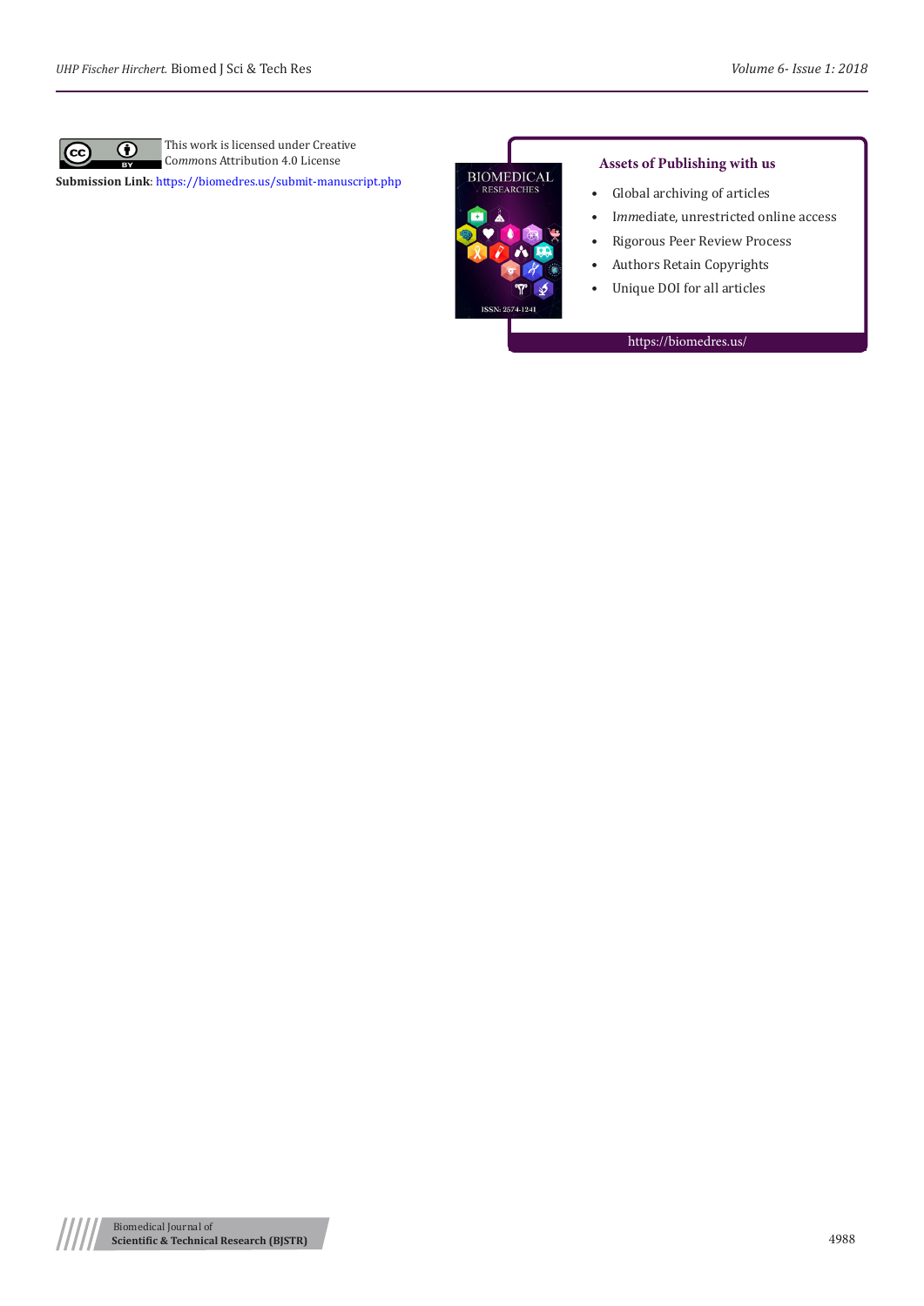This work is licensed under Creative Commons Attribution 4.0 License

**Submission Link**: https://biomedres.us/submit-manuscript.php

### Assets of Publishing with us

- Global archiving of articles
- Immediate, unrestricted online access
- Rigorous Peer Review Process
- Authors Retain Copyrights
- Unique DOI for all articles

https://biomedres.us/